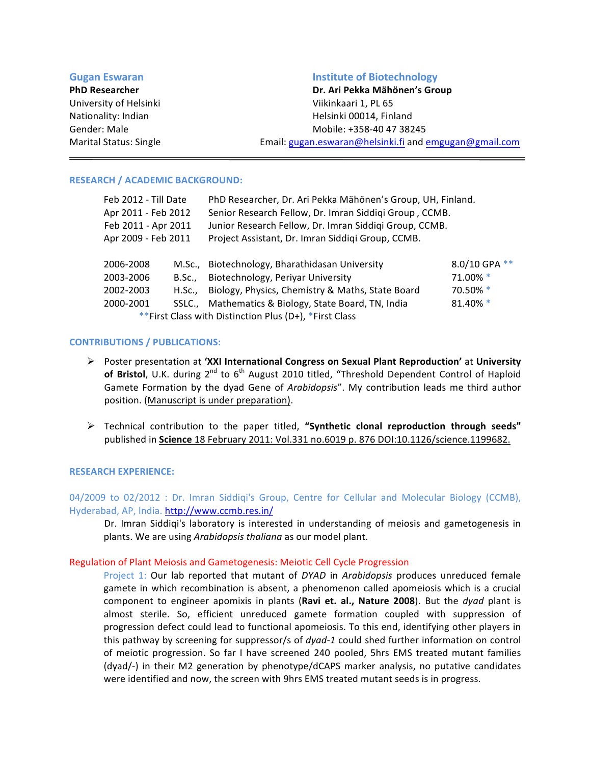**Gugan Eswaran**
**PhD Researcher**
University of Helsinki
Nationality: Indian
Gender: Male
Marital Status: Single

**Institute of Biotechnology**
**Dr. Ari Pekka Mähönen's Group**
Viikinkaari 1, PL 65
Helsinki 00014, Finland
Mobile: +358-40 47 38245
Email: gugan.eswaran@helsinki.fi and emgugan@gmail.com

---

## RESEARCH / ACADEMIC BACKGROUND:

| | |
|---|---|
| Feb 2012 - Till Date | PhD Researcher, Dr. Ari Pekka Mähönen's Group, UH, Finland. |
| Apr 2011 - Feb 2012 | Senior Research Fellow, Dr. Imran Siddiqi Group , CCMB. |
| Feb 2011 - Apr 2011 | Junior Research Fellow, Dr. Imran Siddiqi Group, CCMB. |
| Apr 2009 - Feb 2011 | Project Assistant, Dr. Imran Siddiqi Group, CCMB. |

| | | | |
|---|---|---|---|
| 2006-2008 | M.Sc., | Biotechnology, Bharathidasan University | 8.0/10 GPA ** |
| 2003-2006 | B.Sc., | Biotechnology, Periyar University | 71.00% * |
| 2002-2003 | H.Sc., | Biology, Physics, Chemistry & Maths, State Board | 70.50% * |
| 2000-2001 | SSLC., | Mathematics & Biology, State Board, TN, India | 81.40% * |

**First Class with Distinction Plus (D+), *First Class

## CONTRIBUTIONS / PUBLICATIONS:

- Poster presentation at **'XXI International Congress on Sexual Plant Reproduction'** at **University of Bristol**, U.K. during 2nd to 6th August 2010 titled, "Threshold Dependent Control of Haploid Gamete Formation by the dyad Gene of *Arabidopsis*". My contribution leads me third author position. (Manuscript is under preparation).

- Technical contribution to the paper titled, **"Synthetic clonal reproduction through seeds"** published in **Science** 18 February 2011: Vol.331 no.6019 p. 876 DOI:10.1126/science.1199682.

## RESEARCH EXPERIENCE:

04/2009 to 02/2012 : Dr. Imran Siddiqi's Group, Centre for Cellular and Molecular Biology (CCMB), Hyderabad, AP, India. http://www.ccmb.res.in/

Dr. Imran Siddiqi's laboratory is interested in understanding of meiosis and gametogenesis in plants. We are using *Arabidopsis thaliana* as our model plant.

### Regulation of Plant Meiosis and Gametogenesis: Meiotic Cell Cycle Progression

Project 1: Our lab reported that mutant of *DYAD* in *Arabidopsis* produces unreduced female gamete in which recombination is absent, a phenomenon called apomeiosis which is a crucial component to engineer apomixis in plants (**Ravi et. al., Nature 2008**). But the *dyad* plant is almost sterile. So, efficient unreduced gamete formation coupled with suppression of progression defect could lead to functional apomeiosis. To this end, identifying other players in this pathway by screening for suppressor/s of *dyad-1* could shed further information on control of meiotic progression. So far I have screened 240 pooled, 5hrs EMS treated mutant families (dyad/-) in their M2 generation by phenotype/dCAPS marker analysis, no putative candidates were identified and now, the screen with 9hrs EMS treated mutant seeds is in progress.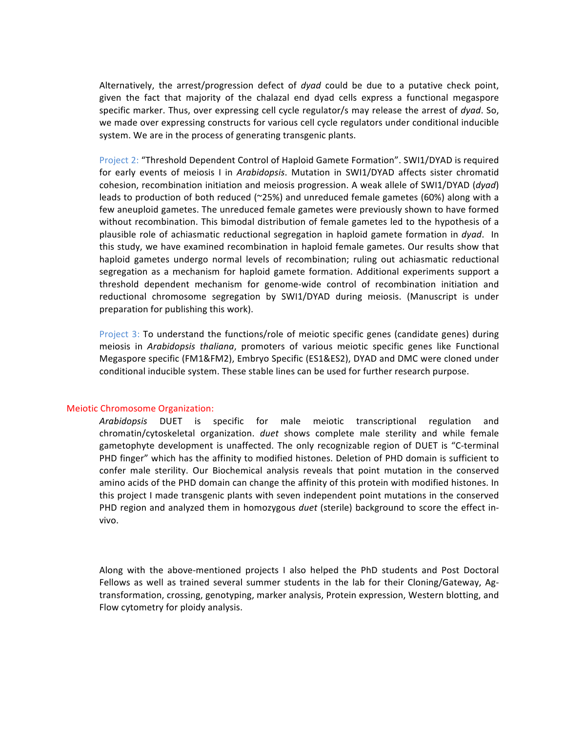Alternatively, the arrest/progression defect of *dyad* could be due to a putative check point, given the fact that majority of the chalazal end dyad cells express a functional megaspore specific marker. Thus, over expressing cell cycle regulator/s may release the arrest of *dyad*. So, we made over expressing constructs for various cell cycle regulators under conditional inducible system. We are in the process of generating transgenic plants.

Project 2: "Threshold Dependent Control of Haploid Gamete Formation". SWI1/DYAD is required for early events of meiosis I in *Arabidopsis*. Mutation in SWI1/DYAD affects sister chromatid cohesion, recombination initiation and meiosis progression. A weak allele of SWI1/DYAD (*dyad*) leads to production of both reduced (~25%) and unreduced female gametes (60%) along with a few aneuploid gametes. The unreduced female gametes were previously shown to have formed without recombination. This bimodal distribution of female gametes led to the hypothesis of a plausible role of achiasmatic reductional segregation in haploid gamete formation in *dyad*. In this study, we have examined recombination in haploid female gametes. Our results show that haploid gametes undergo normal levels of recombination; ruling out achiasmatic reductional segregation as a mechanism for haploid gamete formation. Additional experiments support a threshold dependent mechanism for genome-wide control of recombination initiation and reductional chromosome segregation by SWI1/DYAD during meiosis. (Manuscript is under preparation for publishing this work).

Project 3: To understand the functions/role of meiotic specific genes (candidate genes) during meiosis in *Arabidopsis thaliana*, promoters of various meiotic specific genes like Functional Megaspore specific (FM1&FM2), Embryo Specific (ES1&ES2), DYAD and DMC were cloned under conditional inducible system. These stable lines can be used for further research purpose.

## Meiotic Chromosome Organization:

*Arabidopsis* DUET is specific for male meiotic transcriptional regulation and chromatin/cytoskeletal organization. *duet* shows complete male sterility and while female gametophyte development is unaffected. The only recognizable region of DUET is "C-terminal PHD finger" which has the affinity to modified histones. Deletion of PHD domain is sufficient to confer male sterility. Our Biochemical analysis reveals that point mutation in the conserved amino acids of the PHD domain can change the affinity of this protein with modified histones. In this project I made transgenic plants with seven independent point mutations in the conserved PHD region and analyzed them in homozygous *duet* (sterile) background to score the effect in-vivo.

Along with the above-mentioned projects I also helped the PhD students and Post Doctoral Fellows as well as trained several summer students in the lab for their Cloning/Gateway, Ag-transformation, crossing, genotyping, marker analysis, Protein expression, Western blotting, and Flow cytometry for ploidy analysis.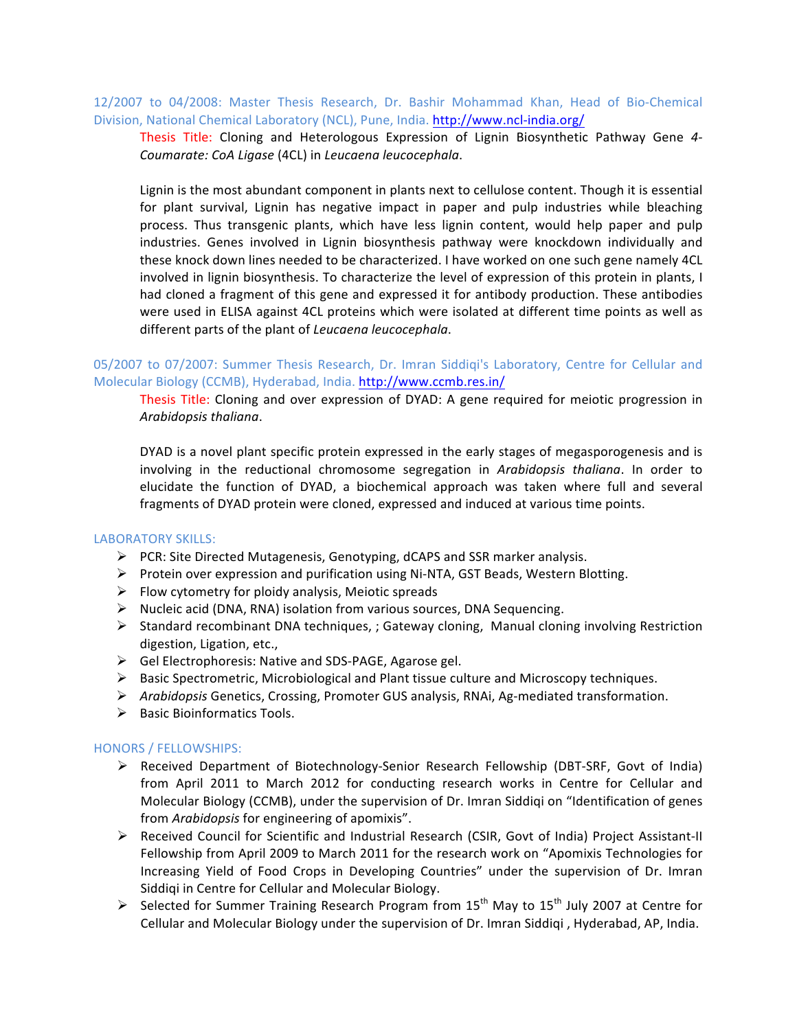12/2007 to 04/2008: Master Thesis Research, Dr. Bashir Mohammad Khan, Head of Bio-Chemical Division, National Chemical Laboratory (NCL), Pune, India. http://www.ncl-india.org/

Thesis Title: Cloning and Heterologous Expression of Lignin Biosynthetic Pathway Gene *4-Coumarate: CoA Ligase* (4CL) in *Leucaena leucocephala*.

Lignin is the most abundant component in plants next to cellulose content. Though it is essential for plant survival, Lignin has negative impact in paper and pulp industries while bleaching process. Thus transgenic plants, which have less lignin content, would help paper and pulp industries. Genes involved in Lignin biosynthesis pathway were knockdown individually and these knock down lines needed to be characterized. I have worked on one such gene namely 4CL involved in lignin biosynthesis. To characterize the level of expression of this protein in plants, I had cloned a fragment of this gene and expressed it for antibody production. These antibodies were used in ELISA against 4CL proteins which were isolated at different time points as well as different parts of the plant of *Leucaena leucocephala*.

05/2007 to 07/2007: Summer Thesis Research, Dr. Imran Siddiqi's Laboratory, Centre for Cellular and Molecular Biology (CCMB), Hyderabad, India. http://www.ccmb.res.in/

Thesis Title: Cloning and over expression of DYAD: A gene required for meiotic progression in *Arabidopsis thaliana*.

DYAD is a novel plant specific protein expressed in the early stages of megasporogenesis and is involving in the reductional chromosome segregation in *Arabidopsis thaliana*. In order to elucidate the function of DYAD, a biochemical approach was taken where full and several fragments of DYAD protein were cloned, expressed and induced at various time points.

## LABORATORY SKILLS:

- PCR: Site Directed Mutagenesis, Genotyping, dCAPS and SSR marker analysis.
- Protein over expression and purification using Ni-NTA, GST Beads, Western Blotting.
- Flow cytometry for ploidy analysis, Meiotic spreads
- Nucleic acid (DNA, RNA) isolation from various sources, DNA Sequencing.
- Standard recombinant DNA techniques, ; Gateway cloning, Manual cloning involving Restriction digestion, Ligation, etc.,
- Gel Electrophoresis: Native and SDS-PAGE, Agarose gel.
- Basic Spectrometric, Microbiological and Plant tissue culture and Microscopy techniques.
- *Arabidopsis* Genetics, Crossing, Promoter GUS analysis, RNAi, Ag-mediated transformation.
- Basic Bioinformatics Tools.

## HONORS / FELLOWSHIPS:

- Received Department of Biotechnology-Senior Research Fellowship (DBT-SRF, Govt of India) from April 2011 to March 2012 for conducting research works in Centre for Cellular and Molecular Biology (CCMB), under the supervision of Dr. Imran Siddiqi on "Identification of genes from *Arabidopsis* for engineering of apomixis".
- Received Council for Scientific and Industrial Research (CSIR, Govt of India) Project Assistant-II Fellowship from April 2009 to March 2011 for the research work on "Apomixis Technologies for Increasing Yield of Food Crops in Developing Countries" under the supervision of Dr. Imran Siddiqi in Centre for Cellular and Molecular Biology.
- Selected for Summer Training Research Program from 15th May to 15th July 2007 at Centre for Cellular and Molecular Biology under the supervision of Dr. Imran Siddiqi , Hyderabad, AP, India.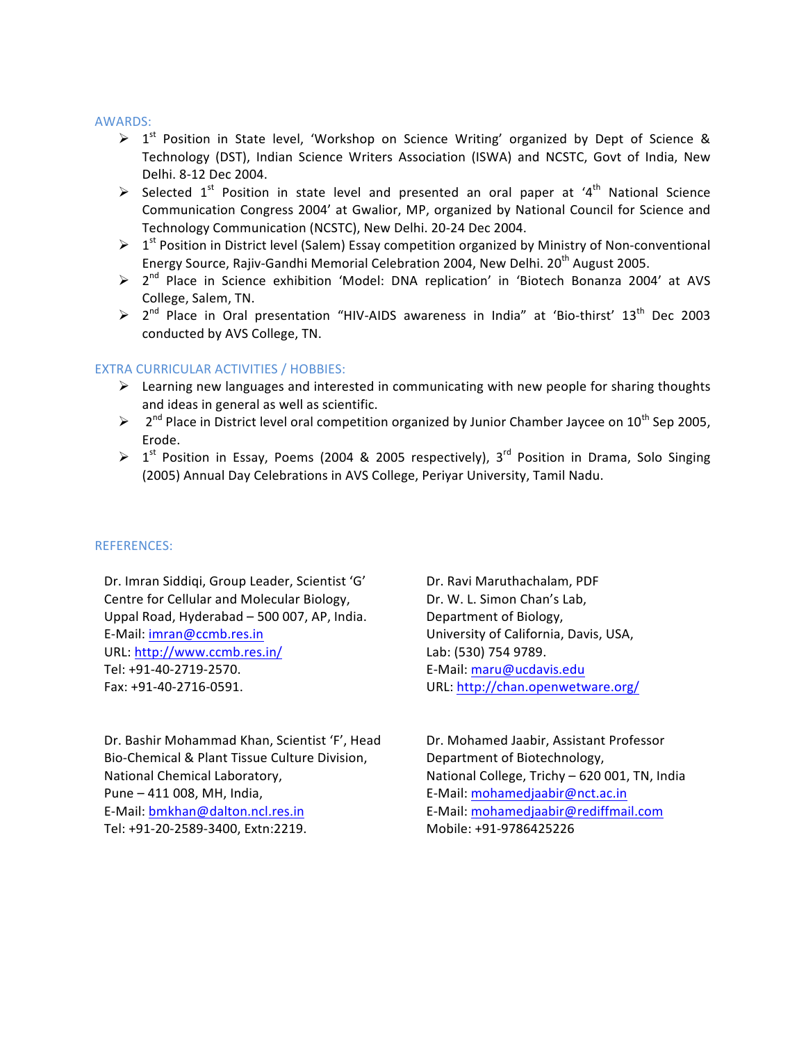## AWARDS:

- 1st Position in State level, 'Workshop on Science Writing' organized by Dept of Science & Technology (DST), Indian Science Writers Association (ISWA) and NCSTC, Govt of India, New Delhi. 8-12 Dec 2004.
- Selected 1st Position in state level and presented an oral paper at '4th National Science Communication Congress 2004' at Gwalior, MP, organized by National Council for Science and Technology Communication (NCSTC), New Delhi. 20-24 Dec 2004.
- 1st Position in District level (Salem) Essay competition organized by Ministry of Non-conventional Energy Source, Rajiv-Gandhi Memorial Celebration 2004, New Delhi. 20th August 2005.
- 2nd Place in Science exhibition 'Model: DNA replication' in 'Biotech Bonanza 2004' at AVS College, Salem, TN.
- 2nd Place in Oral presentation "HIV-AIDS awareness in India" at 'Bio-thirst' 13th Dec 2003 conducted by AVS College, TN.

## EXTRA CURRICULAR ACTIVITIES / HOBBIES:

- Learning new languages and interested in communicating with new people for sharing thoughts and ideas in general as well as scientific.
- 2nd Place in District level oral competition organized by Junior Chamber Jaycee on 10th Sep 2005, Erode.
- 1st Position in Essay, Poems (2004 & 2005 respectively), 3rd Position in Drama, Solo Singing (2005) Annual Day Celebrations in AVS College, Periyar University, Tamil Nadu.

## REFERENCES:

Dr. Imran Siddiqi, Group Leader, Scientist 'G'
Centre for Cellular and Molecular Biology,
Uppal Road, Hyderabad – 500 007, AP, India.
E-Mail: imran@ccmb.res.in
URL: http://www.ccmb.res.in/
Tel: +91-40-2719-2570.
Fax: +91-40-2716-0591.

Dr. Ravi Maruthachalam, PDF
Dr. W. L. Simon Chan's Lab,
Department of Biology,
University of California, Davis, USA,
Lab: (530) 754 9789.
E-Mail: maru@ucdavis.edu
URL: http://chan.openwetware.org/

Dr. Bashir Mohammad Khan, Scientist 'F', Head
Bio-Chemical & Plant Tissue Culture Division,
National Chemical Laboratory,
Pune – 411 008, MH, India,
E-Mail: bmkhan@dalton.ncl.res.in
Tel: +91-20-2589-3400, Extn:2219.

Dr. Mohamed Jaabir, Assistant Professor
Department of Biotechnology,
National College, Trichy – 620 001, TN, India
E-Mail: mohamedjaabir@nct.ac.in
E-Mail: mohamedjaabir@rediffmail.com
Mobile: +91-9786425226